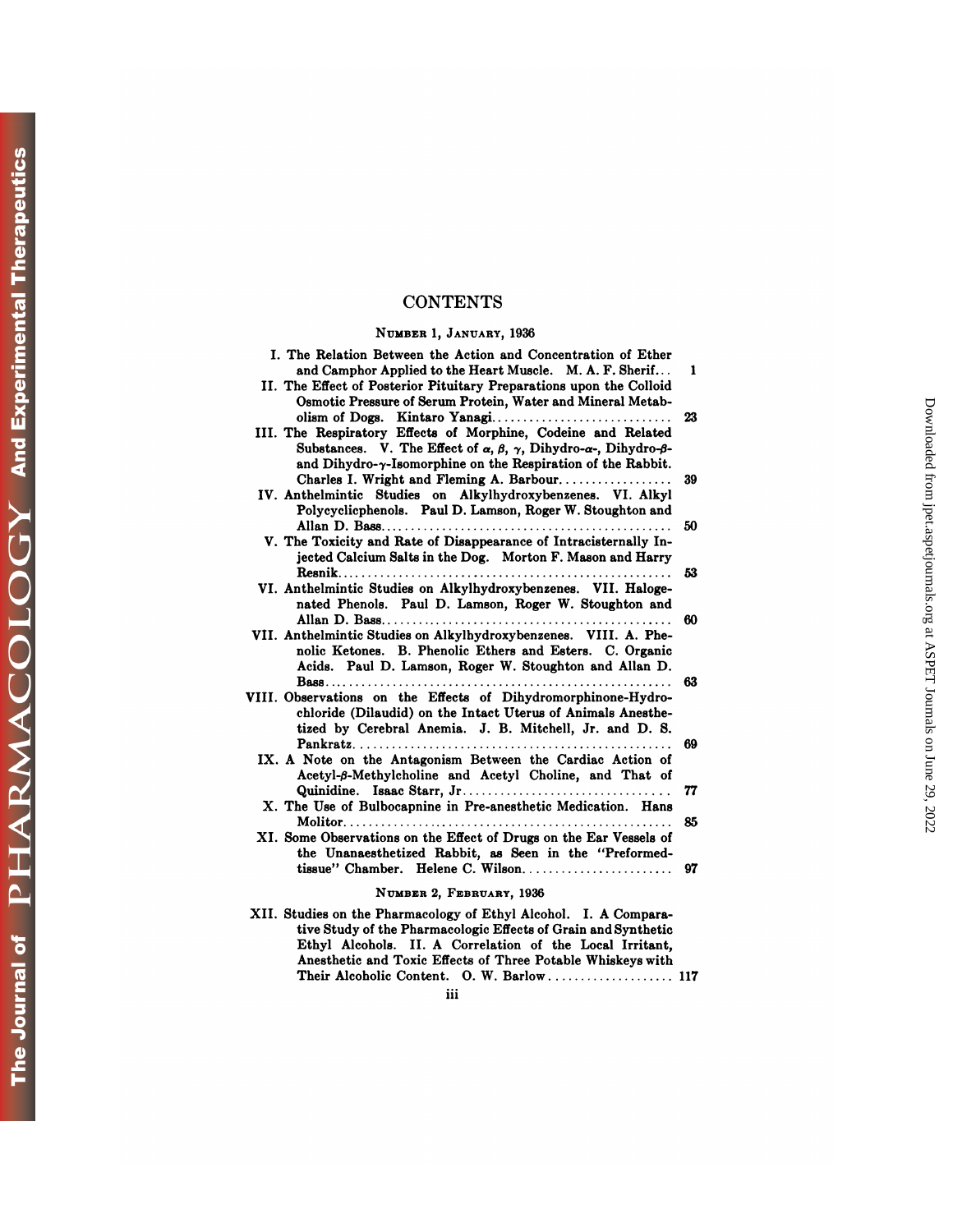# CONTENTS

## NUMBER 1, JANUARY, 1936

I. The Relation Between the Action and Concentration of Ether and Camphor Applied to the Heart Muscle. M. A. F. Sherif... 1

II. The Effect of Posterior Pituitary Preparations upon the Colloid Osmotic Pressure of Serum Protein, Water and Mineral Metabolism of Dogs. Kintaro Yanagi... 23

III. The Respiratory Effects of Morphine, Codeine and Related Substances. V. The Effect of $\alpha$, $\beta$, $\gamma$, Dihydro-$\alpha$-, Dihydro-$\beta$- and Dihydro-$\gamma$-Isomorphine on the Respiration of the Rabbit. Charles I. Wright and Fleming A. Barbour... 39

IV. Anthelmintic Studies on Alkylhydroxybenzenes. VI. Alkyl Polycyclicphenols. Paul D. Lamson, Roger W. Stoughton and Allan D. Bass... 50

V. The Toxicity and Rate of Disappearance of Intracisternally Injected Calcium Salts in the Dog. Morton F. Mason and Harry Resnik... 53

VI. Anthelmintic Studies on Alkylhydroxybenzenes. VII. Halogenated Phenols. Paul D. Lamson, Roger W. Stoughton and Allan D. Bass... 60

VII. Anthelmintic Studies on Alkylhydroxybenzenes. VIII. A. Phenolic Ketones. B. Phenolic Ethers and Esters. C. Organic Acids. Paul D. Lamson, Roger W. Stoughton and Allan D. Bass... 63

VIII. Observations on the Effects of Dihydromorphinone-Hydrochloride (Dilaudid) on the Intact Uterus of Animals Anesthetized by Cerebral Anemia. J. B. Mitchell, Jr. and D. S. Pankratz... 69

IX. A Note on the Antagonism Between the Cardiac Action of Acetyl-$\beta$-Methylcholine and Acetyl Choline, and That of Quinidine. Isaac Starr, Jr... 77

X. The Use of Bulbocapnine in Pre-anesthetic Medication. Hans Molitor... 85

XI. Some Observations on the Effect of Drugs on the Ear Vessels of the Unanaesthetized Rabbit, as Seen in the "Preformed-tissue" Chamber. Helene C. Wilson... 97

## NUMBER 2, FEBRUARY, 1936

XII. Studies on the Pharmacology of Ethyl Alcohol. I. A Comparative Study of the Pharmacologic Effects of Grain and Synthetic Ethyl Alcohols. II. A Correlation of the Local Irritant, Anesthetic and Toxic Effects of Three Potable Whiskeys with Their Alcoholic Content. O. W. Barlow... 117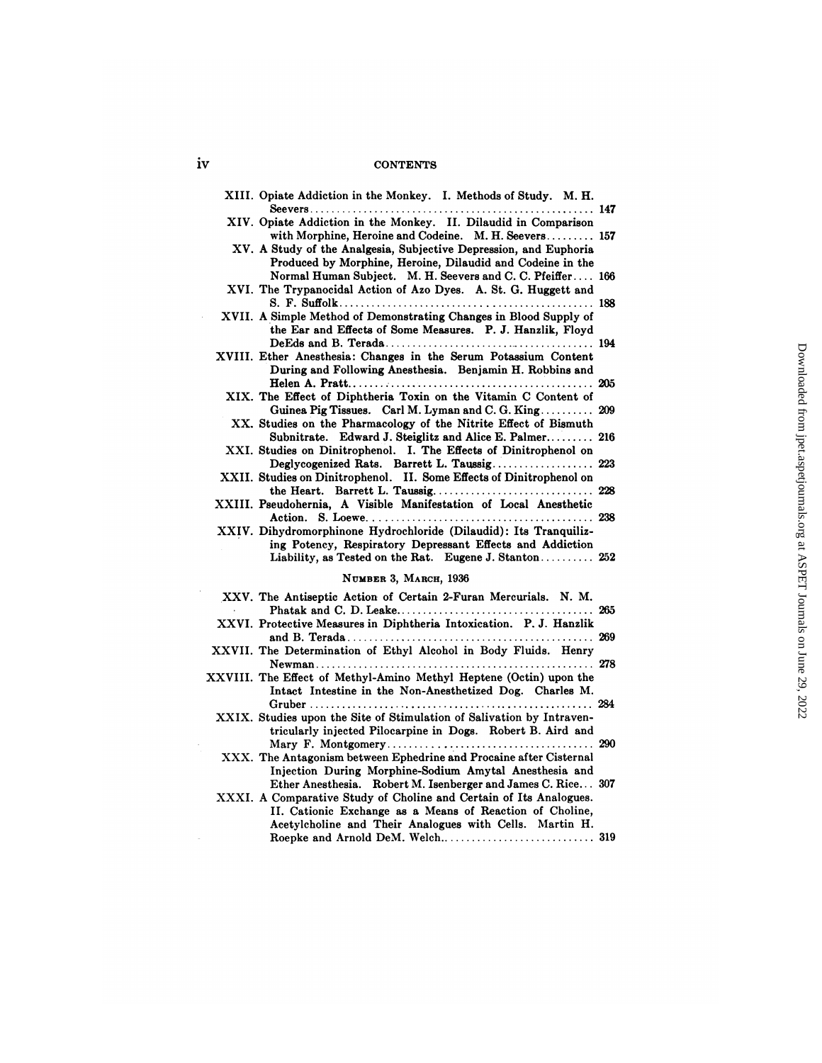XIII. Opiate Addiction in the Monkey. I. Methods of Study. M. H. Seevers ........ 147

XIV. Opiate Addiction in the Monkey. II. Dilaudid in Comparison with Morphine, Heroine and Codeine. M. H. Seevers ........ 157

XV. A Study of the Analgesia, Subjective Depression, and Euphoria Produced by Morphine, Heroine, Dilaudid and Codeine in the Normal Human Subject. M. H. Seevers and C. C. Pfeiffer ........ 166

XVI. The Trypanocidal Action of Azo Dyes. A. St. G. Huggett and S. F. Suffolk ........ 188

XVII. A Simple Method of Demonstrating Changes in Blood Supply of the Ear and Effects of Some Measures. P. J. Hanzlik, Floyd DeEds and B. Terada ........ 194

XVIII. Ether Anesthesia: Changes in the Serum Potassium Content During and Following Anesthesia. Benjamin H. Robbins and Helen A. Pratt ........ 205

XIX. The Effect of Diphtheria Toxin on the Vitamin C Content of Guinea Pig Tissues. Carl M. Lyman and C. G. King ........ 209

XX. Studies on the Pharmacology of the Nitrite Effect of Bismuth Subnitrate. Edward J. Steiglitz and Alice E. Palmer ........ 216

XXI. Studies on Dinitrophenol. I. The Effects of Dinitrophenol on Deglycogenized Rats. Barrett L. Taussig ........ 223

XXII. Studies on Dinitrophenol. II. Some Effects of Dinitrophenol on the Heart. Barrett L. Taussig ........ 228

XXIII. Pseudohernia, A Visible Manifestation of Local Anesthetic Action. S. Loewe ........ 238

XXIV. Dihydromorphinone Hydrochloride (Dilaudid): Its Tranquilizing Potency, Respiratory Depressant Effects and Addiction Liability, as Tested on the Rat. Eugene J. Stanton ........ 252

## Number 3, March, 1936

XXV. The Antiseptic Action of Certain 2-Furan Mercurials. N. M. Phatak and C. D. Leake ........ 265

XXVI. Protective Measures in Diphtheria Intoxication. P. J. Hanzlik and B. Terada ........ 269

XXVII. The Determination of Ethyl Alcohol in Body Fluids. Henry Newman ........ 278

XXVIII. The Effect of Methyl-Amino Methyl Heptene (Octin) upon the Intact Intestine in the Non-Anesthetized Dog. Charles M. Gruber ........ 284

XXIX. Studies upon the Site of Stimulation of Salivation by Intraventricularly injected Pilocarpine in Dogs. Robert B. Aird and Mary F. Montgomery ........ 290

XXX. The Antagonism between Ephedrine and Procaine after Cisternal Injection During Morphine-Sodium Amytal Anesthesia and Ether Anesthesia. Robert M. Isenberger and James C. Rice ........ 307

XXXI. A Comparative Study of Choline and Certain of Its Analogues. II. Cationic Exchange as a Means of Reaction of Choline, Acetylcholine and Their Analogues with Cells. Martin H. Roepke and Arnold DeM. Welch ........ 319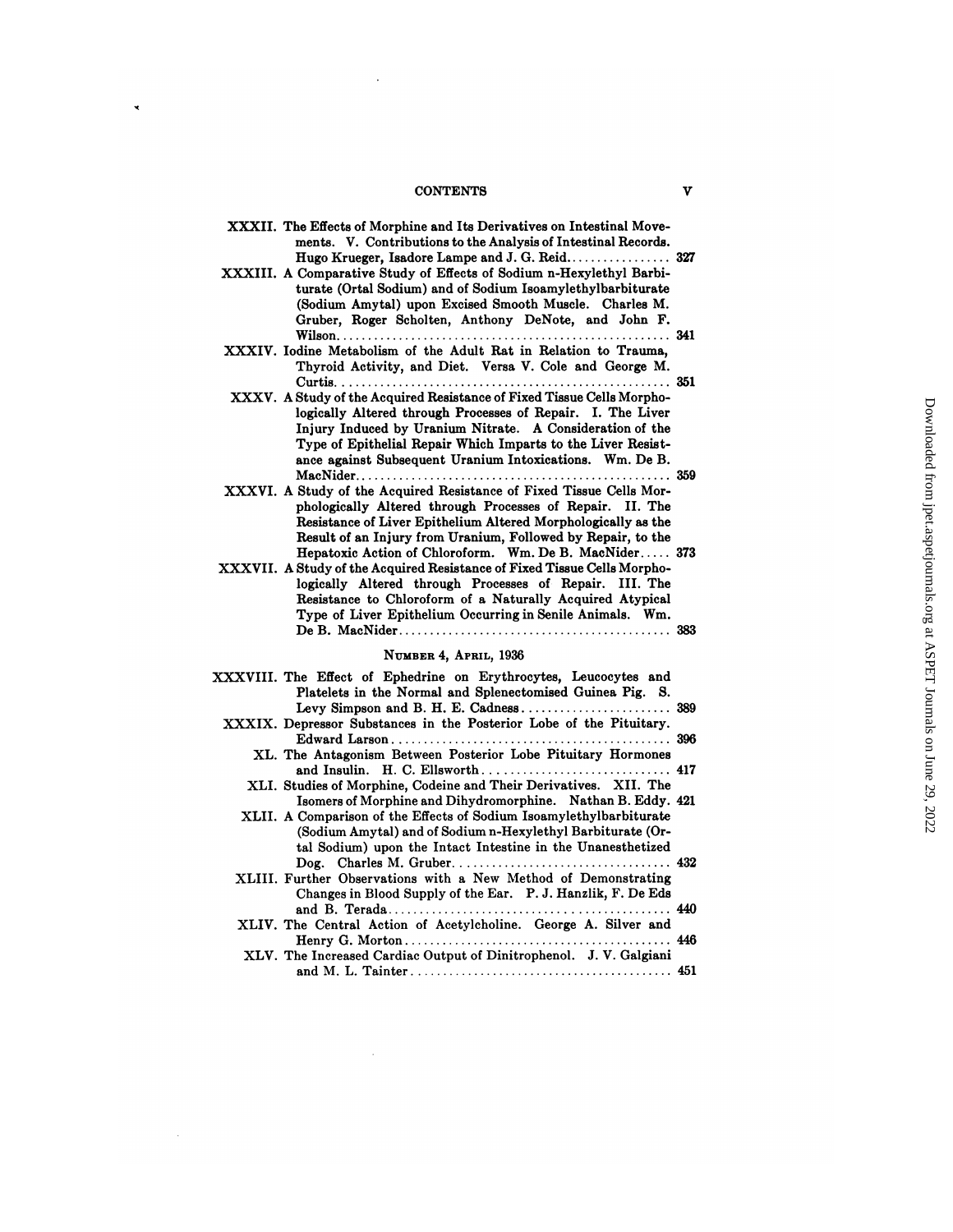XXXII. The Effects of Morphine and Its Derivatives on Intestinal Movements. V. Contributions to the Analysis of Intestinal Records. Hugo Krueger, Isadore Lampe and J. G. Reid.................. 327

XXXIII. A Comparative Study of Effects of Sodium n-Hexylethyl Barbiturate (Ortal Sodium) and of Sodium Isoamylethylbarbiturate (Sodium Amytal) upon Excised Smooth Muscle. Charles M. Gruber, Roger Scholten, Anthony DeNote, and John F. Wilson....................................................... 341

XXXIV. Iodine Metabolism of the Adult Rat in Relation to Trauma, Thyroid Activity, and Diet. Versa V. Cole and George M. Curtis....................................................... 351

XXXV. A Study of the Acquired Resistance of Fixed Tissue Cells Morphologically Altered through Processes of Repair. I. The Liver Injury Induced by Uranium Nitrate. A Consideration of the Type of Epithelial Repair Which Imparts to the Liver Resistance against Subsequent Uranium Intoxications. Wm. De B. MacNider.................................................... 359

XXXVI. A Study of the Acquired Resistance of Fixed Tissue Cells Morphologically Altered through Processes of Repair. II. The Resistance of Liver Epithelium Altered Morphologically as the Result of an Injury from Uranium, Followed by Repair, to the Hepatoxic Action of Chloroform. Wm. De B. MacNider..... 373

XXXVII. A Study of the Acquired Resistance of Fixed Tissue Cells Morphologically Altered through Processes of Repair. III. The Resistance to Chloroform of a Naturally Acquired Atypical Type of Liver Epithelium Occurring in Senile Animals. Wm. De B. MacNider............................................. 383

## Number 4, April, 1936

XXXVIII. The Effect of Ephedrine on Erythrocytes, Leucocytes and Platelets in the Normal and Splenectomised Guinea Pig. S. Levy Simpson and B. H. E. Cadness......................... 389

XXXIX. Depressor Substances in the Posterior Lobe of the Pituitary. Edward Larson............................................. 396

XL. The Antagonism Between Posterior Lobe Pituitary Hormones and Insulin. H. C. Ellsworth............................... 417

XLI. Studies of Morphine, Codeine and Their Derivatives. XII. The Isomers of Morphine and Dihydromorphine. Nathan B. Eddy. 421

XLII. A Comparison of the Effects of Sodium Isoamylethylbarbiturate (Sodium Amytal) and of Sodium n-Hexylethyl Barbiturate (Ortal Sodium) upon the Intact Intestine in the Unanesthetized Dog. Charles M. Gruber................................... 432

XLIII. Further Observations with a New Method of Demonstrating Changes in Blood Supply of the Ear. P. J. Hanzlik, F. De Eds and B. Terada............................................. 440

XLIV. The Central Action of Acetylcholine. George A. Silver and Henry G. Morton........................................... 446

XLV. The Increased Cardiac Output of Dinitrophenol. J. V. Galgiani and M. L. Tainter.......................................... 451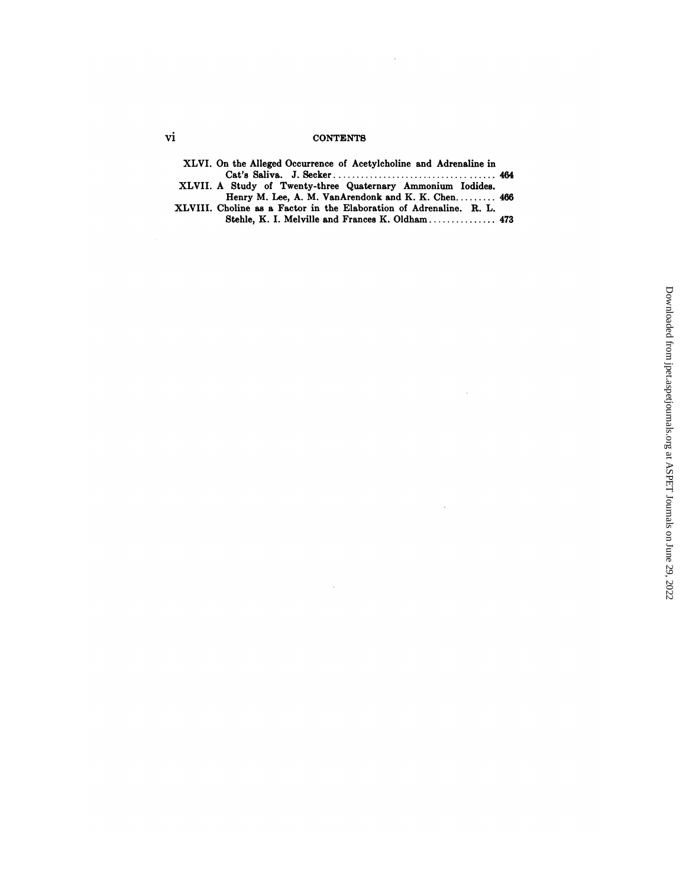XLVI. On the Alleged Occurrence of Acetylcholine and Adrenaline in Cat's Saliva. J. Secker .................................... 464

XLVII. A Study of Twenty-three Quaternary Ammonium Iodides. Henry M. Lee, A. M. VanArendonk and K. K. Chen......... 466

XLVIII. Choline as a Factor in the Elaboration of Adrenaline. R. L. Stehle, K. I. Melville and Frances K. Oldham............... 473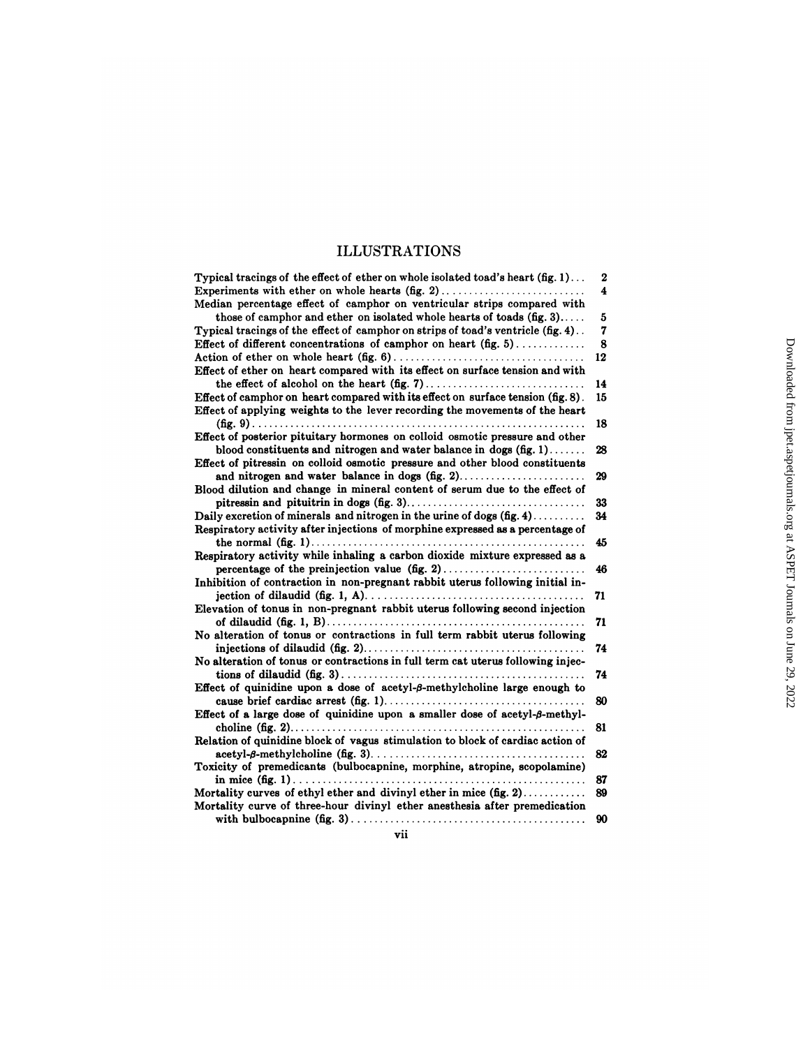# ILLUSTRATIONS

| | |
|---|---|
| Typical tracings of the effect of ether on whole isolated toad's heart (fig. 1) | 2 |
| Experiments with ether on whole hearts (fig. 2) | 4 |
| Median percentage effect of camphor on ventricular strips compared with those of camphor and ether on isolated whole hearts of toads (fig. 3) | 5 |
| Typical tracings of the effect of camphor on strips of toad's ventricle (fig. 4) | 7 |
| Effect of different concentrations of camphor on heart (fig. 5) | 8 |
| Action of ether on whole heart (fig. 6) | 12 |
| Effect of ether on heart compared with its effect on surface tension and with the effect of alcohol on the heart (fig. 7) | 14 |
| Effect of camphor on heart compared with its effect on surface tension (fig. 8) | 15 |
| Effect of applying weights to the lever recording the movements of the heart (fig. 9) | 18 |
| Effect of posterior pituitary hormones on colloid osmotic pressure and other blood constituents and nitrogen and water balance in dogs (fig. 1) | 28 |
| Effect of pitressin on colloid osmotic pressure and other blood constituents and nitrogen and water balance in dogs (fig. 2) | 29 |
| Blood dilution and change in mineral content of serum due to the effect of pitressin and pituitrin in dogs (fig. 3) | 33 |
| Daily excretion of minerals and nitrogen in the urine of dogs (fig. 4) | 34 |
| Respiratory activity after injections of morphine expressed as a percentage of the normal (fig. 1) | 45 |
| Respiratory activity while inhaling a carbon dioxide mixture expressed as a percentage of the preinjection value (fig. 2) | 46 |
| Inhibition of contraction in non-pregnant rabbit uterus following initial injection of dilaudid (fig. 1, A) | 71 |
| Elevation of tonus in non-pregnant rabbit uterus following second injection of dilaudid (fig. 1, B) | 71 |
| No alteration of tonus or contractions in full term rabbit uterus following injections of dilaudid (fig. 2) | 74 |
| No alteration of tonus or contractions in full term cat uterus following injections of dilaudid (fig. 3) | 74 |
| Effect of quinidine upon a dose of acetyl-β-methylcholine large enough to cause brief cardiac arrest (fig. 1) | 80 |
| Effect of a large dose of quinidine upon a smaller dose of acetyl-β-methylcholine (fig. 2) | 81 |
| Relation of quinidine block of vagus stimulation to block of cardiac action of acetyl-β-methylcholine (fig. 3) | 82 |
| Toxicity of premedicants (bulbocapnine, morphine, atropine, scopolamine) in mice (fig. 1) | 87 |
| Mortality curves of ethyl ether and divinyl ether in mice (fig. 2) | 89 |
| Mortality curve of three-hour divinyl ether anesthesia after premedication with bulbocapnine (fig. 3) | 90 |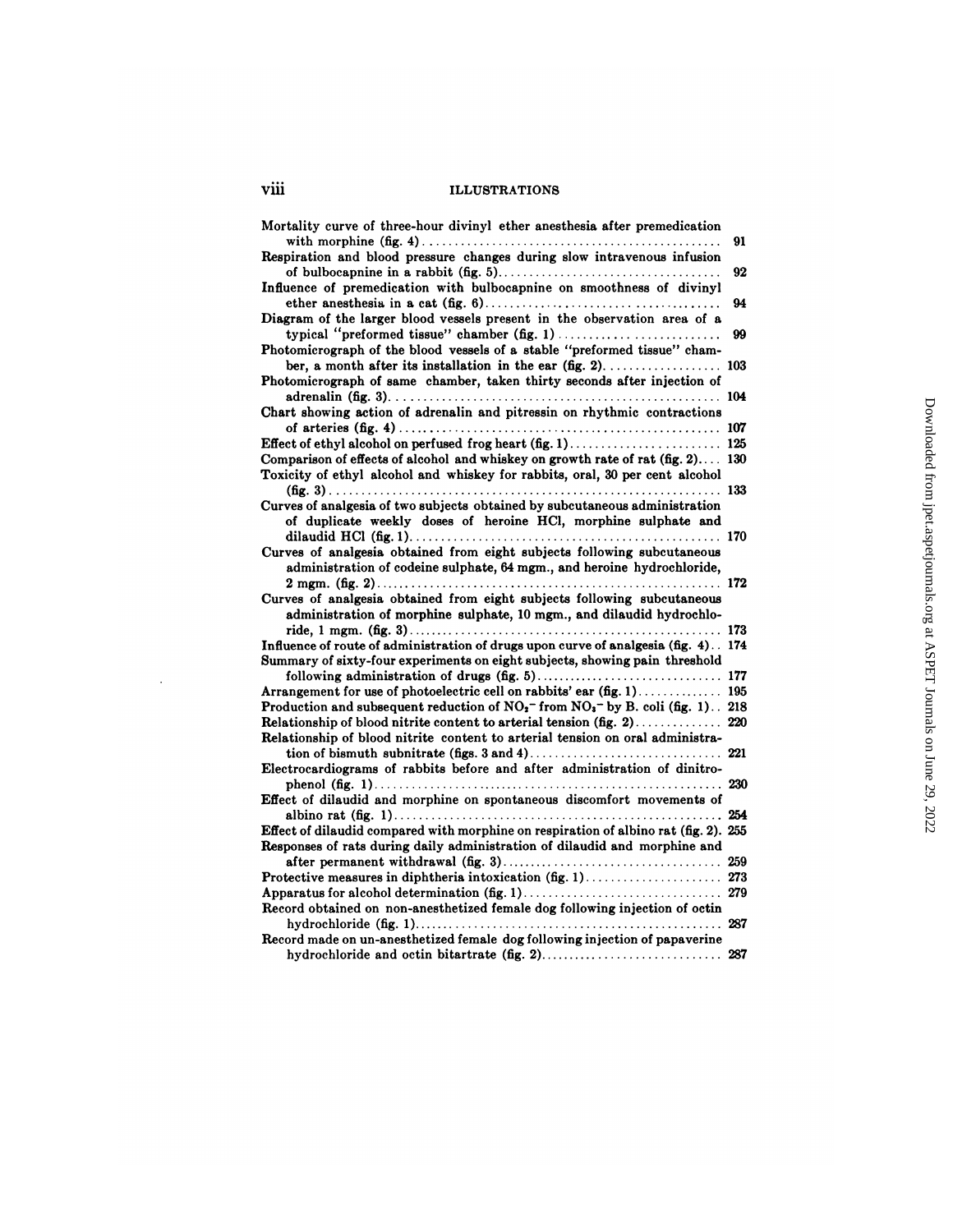## ILLUSTRATIONS

Mortality curve of three-hour divinyl ether anesthesia after premedication with morphine (fig. 4) .... 91

Respiration and blood pressure changes during slow intravenous infusion of bulbocapnine in a rabbit (fig. 5) .... 92

Influence of premedication with bulbocapnine on smoothness of divinyl ether anesthesia in a cat (fig. 6) .... 94

Diagram of the larger blood vessels present in the observation area of a typical "preformed tissue" chamber (fig. 1) .... 99

Photomicrograph of the blood vessels of a stable "preformed tissue" chamber, a month after its installation in the ear (fig. 2) .... 103

Photomicrograph of same chamber, taken thirty seconds after injection of adrenalin (fig. 3) .... 104

Chart showing action of adrenalin and pitressin on rhythmic contractions of arteries (fig. 4) .... 107

Effect of ethyl alcohol on perfused frog heart (fig. 1) .... 125

Comparison of effects of alcohol and whiskey on growth rate of rat (fig. 2) .... 130

Toxicity of ethyl alcohol and whiskey for rabbits, oral, 30 per cent alcohol (fig. 3) .... 133

Curves of analgesia of two subjects obtained by subcutaneous administration of duplicate weekly doses of heroine HCl, morphine sulphate and dilaudid HCl (fig. 1) .... 170

Curves of analgesia obtained from eight subjects following subcutaneous administration of codeine sulphate, 64 mgm., and heroine hydrochloride, 2 mgm. (fig. 2) .... 172

Curves of analgesia obtained from eight subjects following subcutaneous administration of morphine sulphate, 10 mgm., and dilaudid hydrochloride, 1 mgm. (fig. 3) .... 173

Influence of route of administration of drugs upon curve of analgesia (fig. 4) .. 174

Summary of sixty-four experiments on eight subjects, showing pain threshold following administration of drugs (fig. 5) .... 177

Arrangement for use of photoelectric cell on rabbits' ear (fig. 1) .... 195

Production and subsequent reduction of $NO_2^-$ from $NO_3^-$ by B. coli (fig. 1) .. 218

Relationship of blood nitrite content to arterial tension (fig. 2) .... 220

Relationship of blood nitrite content to arterial tension on oral administration of bismuth subnitrate (figs. 3 and 4) .... 221

Electrocardiograms of rabbits before and after administration of dinitrophenol (fig. 1) .... 230

Effect of dilaudid and morphine on spontaneous discomfort movements of albino rat (fig. 1) .... 254

Effect of dilaudid compared with morphine on respiration of albino rat (fig. 2). 255

Responses of rats during daily administration of dilaudid and morphine and after permanent withdrawal (fig. 3) .... 259

Protective measures in diphtheria intoxication (fig. 1) .... 273

Apparatus for alcohol determination (fig. 1) .... 279

Record obtained on non-anesthetized female dog following injection of octin hydrochloride (fig. 1) .... 287

Record made on un-anesthetized female dog following injection of papaverine hydrochloride and octin bitartrate (fig. 2) .... 287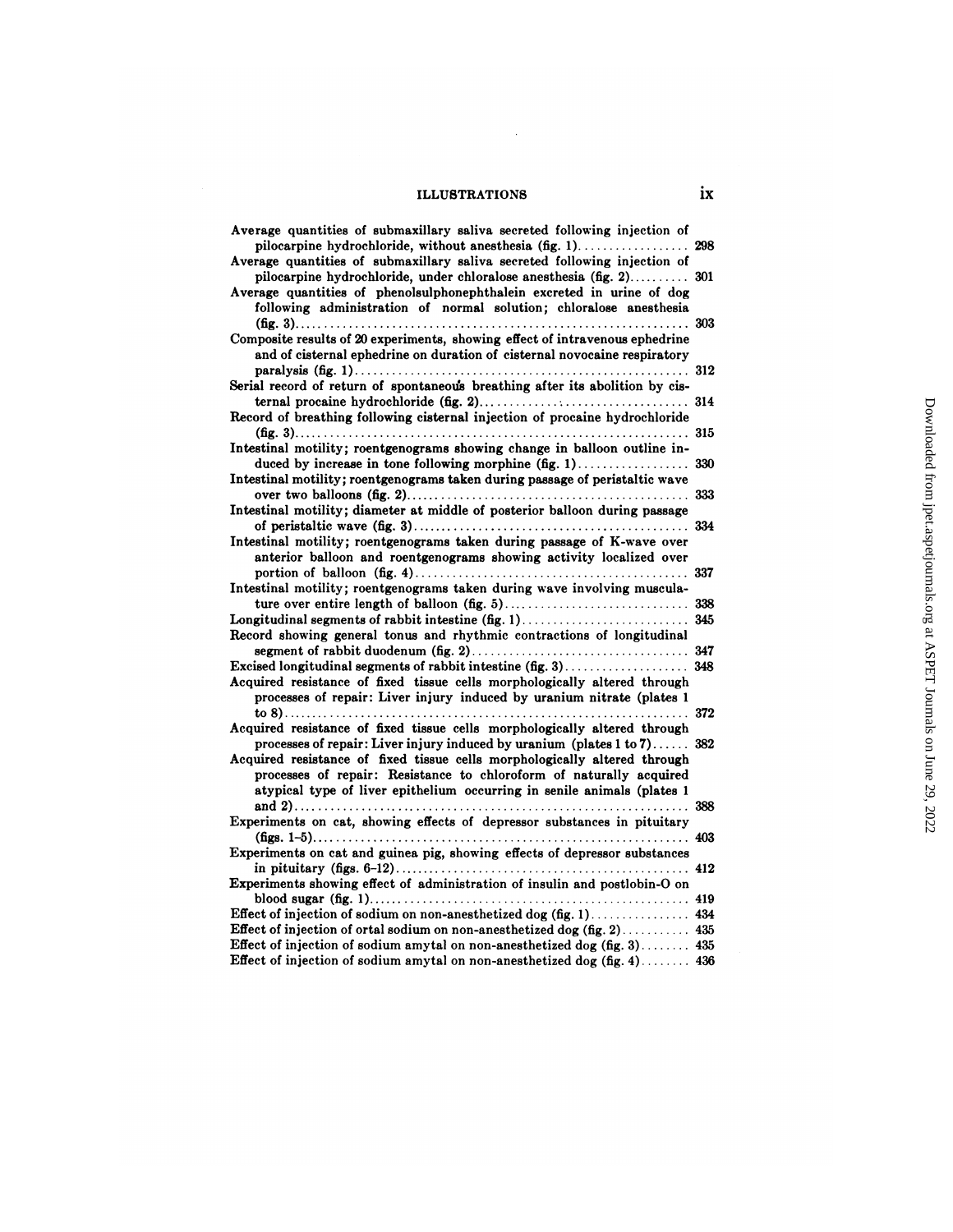# ILLUSTRATIONS

Average quantities of submaxillary saliva secreted following injection of pilocarpine hydrochloride, without anesthesia (fig. 1) .................. 298
Average quantities of submaxillary saliva secreted following injection of pilocarpine hydrochloride, under chloralose anesthesia (fig. 2) .......... 301
Average quantities of phenolsulphonephthalein excreted in urine of dog following administration of normal solution; chloralose anesthesia (fig. 3) .......... 303
Composite results of 20 experiments, showing effect of intravenous ephedrine and of cisternal ephedrine on duration of cisternal novocaine respiratory paralysis (fig. 1) .......... 312
Serial record of return of spontaneous breathing after its abolition by cisternal procaine hydrochloride (fig. 2) .......... 314
Record of breathing following cisternal injection of procaine hydrochloride (fig. 3) .......... 315
Intestinal motility; roentgenograms showing change in balloon outline induced by increase in tone following morphine (fig. 1) .......... 330
Intestinal motility; roentgenograms taken during passage of peristaltic wave over two balloons (fig. 2) .......... 333
Intestinal motility; diameter at middle of posterior balloon during passage of peristaltic wave (fig. 3) .......... 334
Intestinal motility; roentgenograms taken during passage of K-wave over anterior balloon and roentgenograms showing activity localized over portion of balloon (fig. 4) .......... 337
Intestinal motility; roentgenograms taken during wave involving musculature over entire length of balloon (fig. 5) .......... 338
Longitudinal segments of rabbit intestine (fig. 1) .......... 345
Record showing general tonus and rhythmic contractions of longitudinal segment of rabbit duodenum (fig. 2) .......... 347
Excised longitudinal segments of rabbit intestine (fig. 3) .......... 348
Acquired resistance of fixed tissue cells morphologically altered through processes of repair: Liver injury induced by uranium nitrate (plates 1 to 8) .......... 372
Acquired resistance of fixed tissue cells morphologically altered through processes of repair: Liver injury induced by uranium (plates 1 to 7) .......... 382
Acquired resistance of fixed tissue cells morphologically altered through processes of repair: Resistance to chloroform of naturally acquired atypical type of liver epithelium occurring in senile animals (plates 1 and 2) .......... 388
Experiments on cat, showing effects of depressor substances in pituitary (figs. 1–5) .......... 403
Experiments on cat and guinea pig, showing effects of depressor substances in pituitary (figs. 6–12) .......... 412
Experiments showing effect of administration of insulin and postlobin-O on blood sugar (fig. 1) .......... 419
Effect of injection of sodium on non-anesthetized dog (fig. 1) .......... 434
Effect of injection of ortal sodium on non-anesthetized dog (fig. 2) .......... 435
Effect of injection of sodium amytal on non-anesthetized dog (fig. 3) .......... 435
Effect of injection of sodium amytal on non-anesthetized dog (fig. 4) .......... 436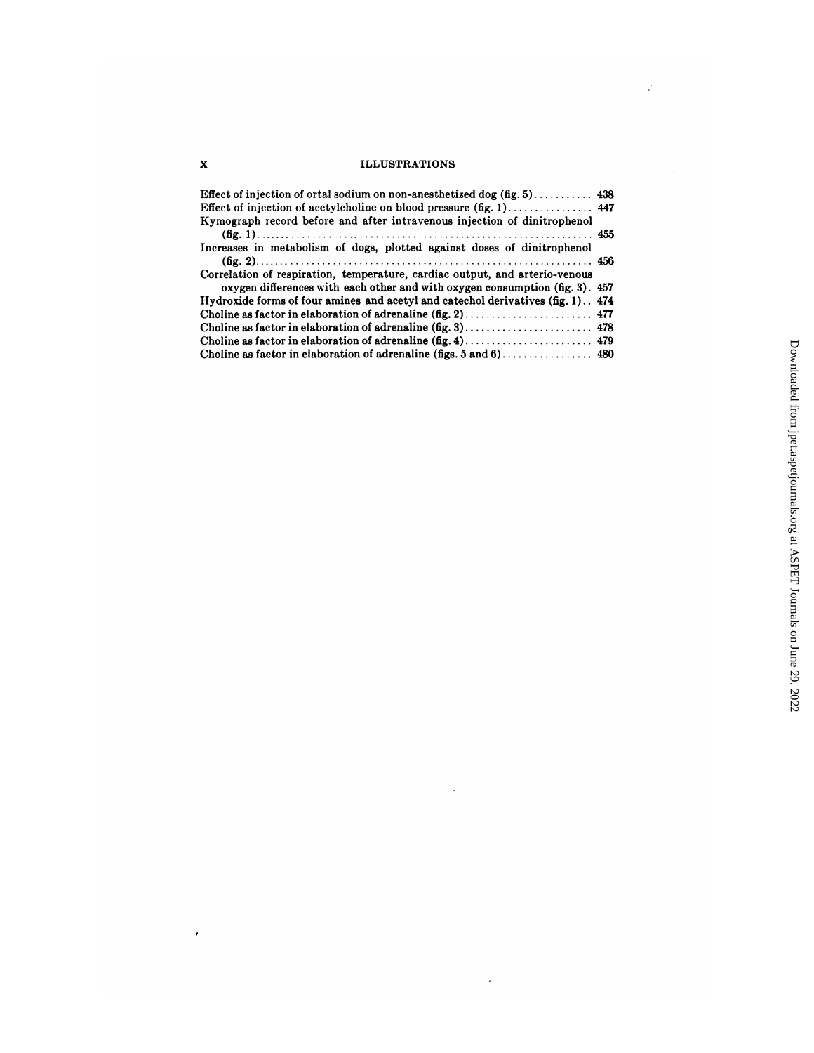## ILLUSTRATIONS

Effect of injection of ortal sodium on non-anesthetized dog (fig. 5)........... 438
Effect of injection of acetylcholine on blood pressure (fig. 1)................ 447
Kymograph record before and after intravenous injection of dinitrophenol (fig. 1)................................................................ 455
Increases in metabolism of dogs, plotted against doses of dinitrophenol (fig. 2)................................................................ 456
Correlation of respiration, temperature, cardiac output, and arterio-venous oxygen differences with each other and with oxygen consumption (fig. 3). 457
Hydroxide forms of four amines and acetyl and catechol derivatives (fig. 1).. 474
Choline as factor in elaboration of adrenaline (fig. 2)........................ 477
Choline as factor in elaboration of adrenaline (fig. 3)........................ 478
Choline as factor in elaboration of adrenaline (fig. 4)........................ 479
Choline as factor in elaboration of adrenaline (figs. 5 and 6)................. 480